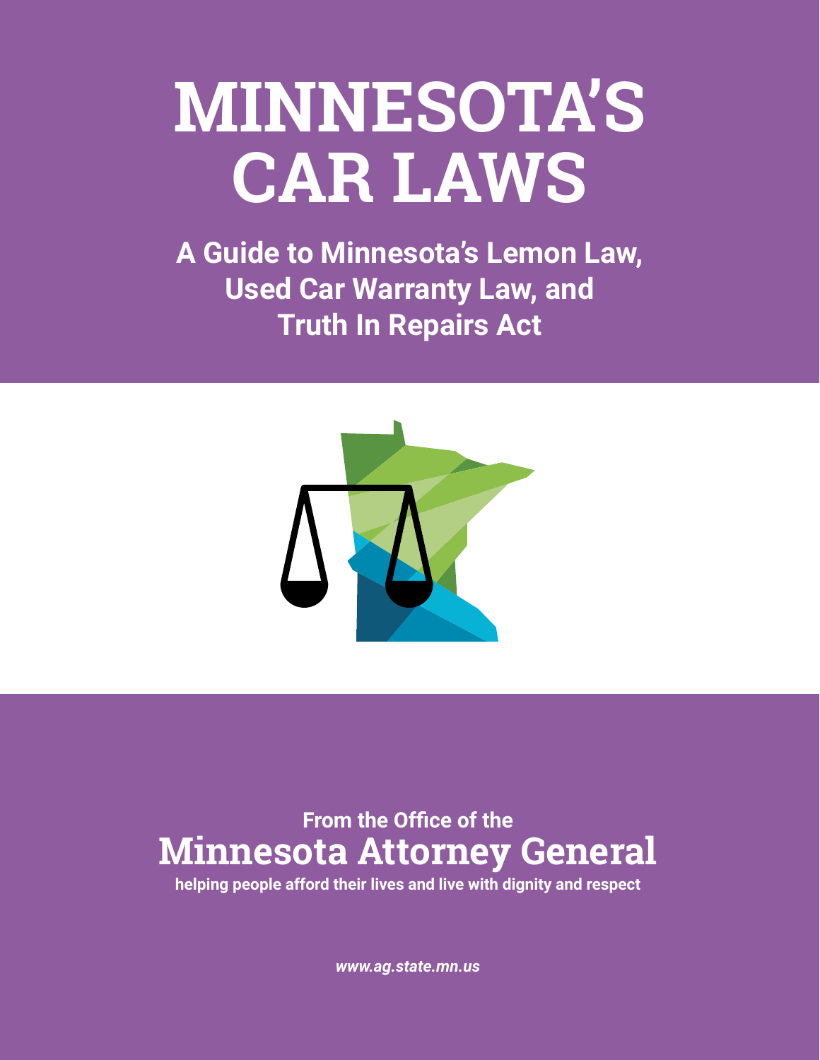# MINNESOTA'S CAR LAWS

## A Guide to Minnesota's Lemon Law, Used Car Warranty Law, and Truth In Repairs Act

From the Office of the

## Minnesota Attorney General

helping people afford their lives and live with dignity and respect

*www.ag.state.mn.us*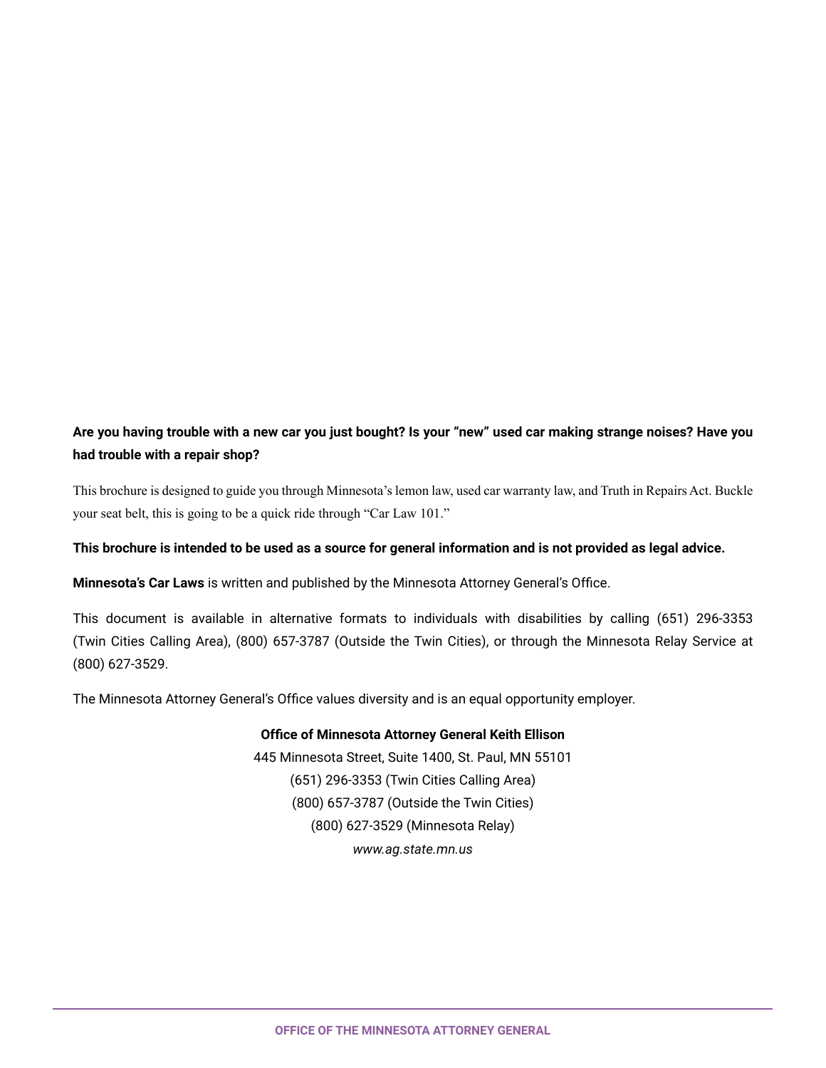**Are you having trouble with a new car you just bought? Is your "new" used car making strange noises? Have you had trouble with a repair shop?**

This brochure is designed to guide you through Minnesota's lemon law, used car warranty law, and Truth in Repairs Act. Buckle your seat belt, this is going to be a quick ride through "Car Law 101."

**This brochure is intended to be used as a source for general information and is not provided as legal advice.**

**Minnesota's Car Laws** is written and published by the Minnesota Attorney General's Office.

This document is available in alternative formats to individuals with disabilities by calling (651) 296-3353 (Twin Cities Calling Area), (800) 657-3787 (Outside the Twin Cities), or through the Minnesota Relay Service at (800) 627-3529.

The Minnesota Attorney General's Office values diversity and is an equal opportunity employer.

**Office of Minnesota Attorney General Keith Ellison**
445 Minnesota Street, Suite 1400, St. Paul, MN 55101
(651) 296-3353 (Twin Cities Calling Area)
(800) 657-3787 (Outside the Twin Cities)
(800) 627-3529 (Minnesota Relay)
*www.ag.state.mn.us*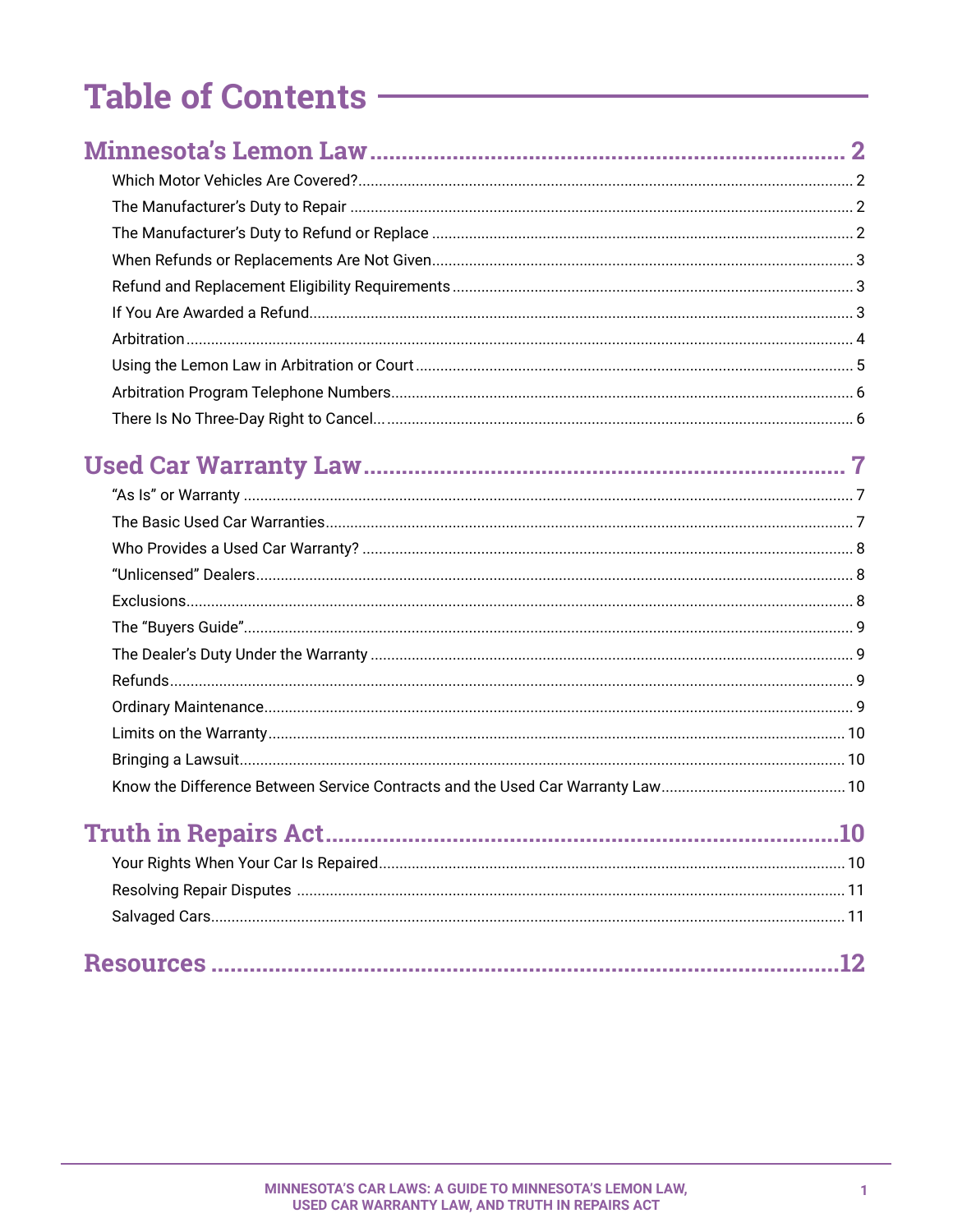# Table of Contents

## Minnesota's Lemon Law ..... 2

- Which Motor Vehicles Are Covered? ..... 2
- The Manufacturer's Duty to Repair ..... 2
- The Manufacturer's Duty to Refund or Replace ..... 2
- When Refunds or Replacements Are Not Given ..... 3
- Refund and Replacement Eligibility Requirements ..... 3
- If You Are Awarded a Refund ..... 3
- Arbitration ..... 4
- Using the Lemon Law in Arbitration or Court ..... 5
- Arbitration Program Telephone Numbers ..... 6
- There Is No Three-Day Right to Cancel... ..... 6

## Used Car Warranty Law ..... 7

- "As Is" or Warranty ..... 7
- The Basic Used Car Warranties ..... 7
- Who Provides a Used Car Warranty? ..... 8
- "Unlicensed" Dealers ..... 8
- Exclusions ..... 8
- The "Buyers Guide" ..... 9
- The Dealer's Duty Under the Warranty ..... 9
- Refunds ..... 9
- Ordinary Maintenance ..... 9
- Limits on the Warranty ..... 10
- Bringing a Lawsuit ..... 10
- Know the Difference Between Service Contracts and the Used Car Warranty Law ..... 10

## Truth in Repairs Act ..... 10

- Your Rights When Your Car Is Repaired ..... 10
- Resolving Repair Disputes ..... 11
- Salvaged Cars ..... 11

## Resources ..... 12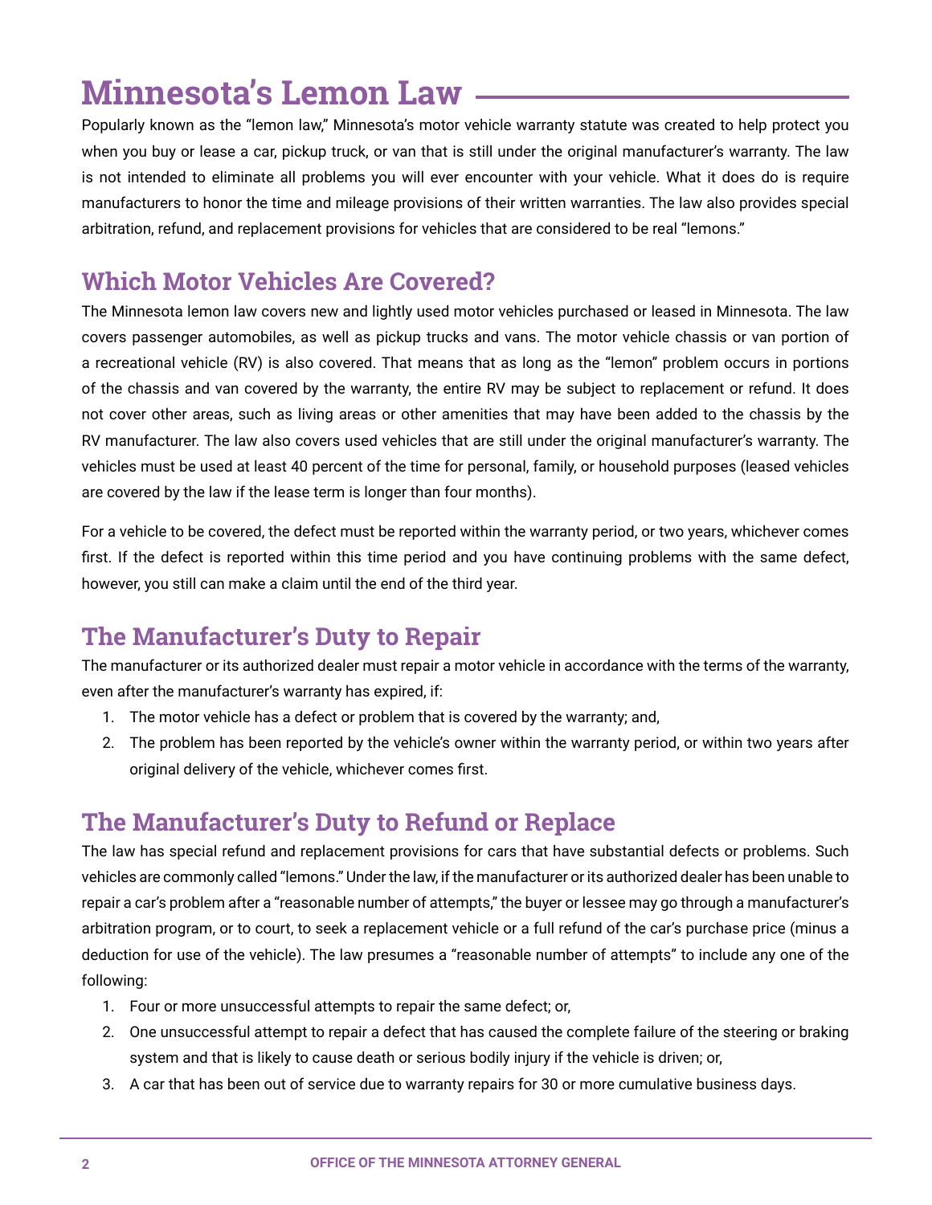# Minnesota's Lemon Law

Popularly known as the "lemon law," Minnesota's motor vehicle warranty statute was created to help protect you when you buy or lease a car, pickup truck, or van that is still under the original manufacturer's warranty. The law is not intended to eliminate all problems you will ever encounter with your vehicle. What it does do is require manufacturers to honor the time and mileage provisions of their written warranties. The law also provides special arbitration, refund, and replacement provisions for vehicles that are considered to be real "lemons."

## Which Motor Vehicles Are Covered?

The Minnesota lemon law covers new and lightly used motor vehicles purchased or leased in Minnesota. The law covers passenger automobiles, as well as pickup trucks and vans. The motor vehicle chassis or van portion of a recreational vehicle (RV) is also covered. That means that as long as the "lemon" problem occurs in portions of the chassis and van covered by the warranty, the entire RV may be subject to replacement or refund. It does not cover other areas, such as living areas or other amenities that may have been added to the chassis by the RV manufacturer. The law also covers used vehicles that are still under the original manufacturer's warranty. The vehicles must be used at least 40 percent of the time for personal, family, or household purposes (leased vehicles are covered by the law if the lease term is longer than four months).

For a vehicle to be covered, the defect must be reported within the warranty period, or two years, whichever comes first. If the defect is reported within this time period and you have continuing problems with the same defect, however, you still can make a claim until the end of the third year.

## The Manufacturer's Duty to Repair

The manufacturer or its authorized dealer must repair a motor vehicle in accordance with the terms of the warranty, even after the manufacturer's warranty has expired, if:

1. The motor vehicle has a defect or problem that is covered by the warranty; and,
2. The problem has been reported by the vehicle's owner within the warranty period, or within two years after original delivery of the vehicle, whichever comes first.

## The Manufacturer's Duty to Refund or Replace

The law has special refund and replacement provisions for cars that have substantial defects or problems. Such vehicles are commonly called "lemons." Under the law, if the manufacturer or its authorized dealer has been unable to repair a car's problem after a "reasonable number of attempts," the buyer or lessee may go through a manufacturer's arbitration program, or to court, to seek a replacement vehicle or a full refund of the car's purchase price (minus a deduction for use of the vehicle). The law presumes a "reasonable number of attempts" to include any one of the following:

1. Four or more unsuccessful attempts to repair the same defect; or,
2. One unsuccessful attempt to repair a defect that has caused the complete failure of the steering or braking system and that is likely to cause death or serious bodily injury if the vehicle is driven; or,
3. A car that has been out of service due to warranty repairs for 30 or more cumulative business days.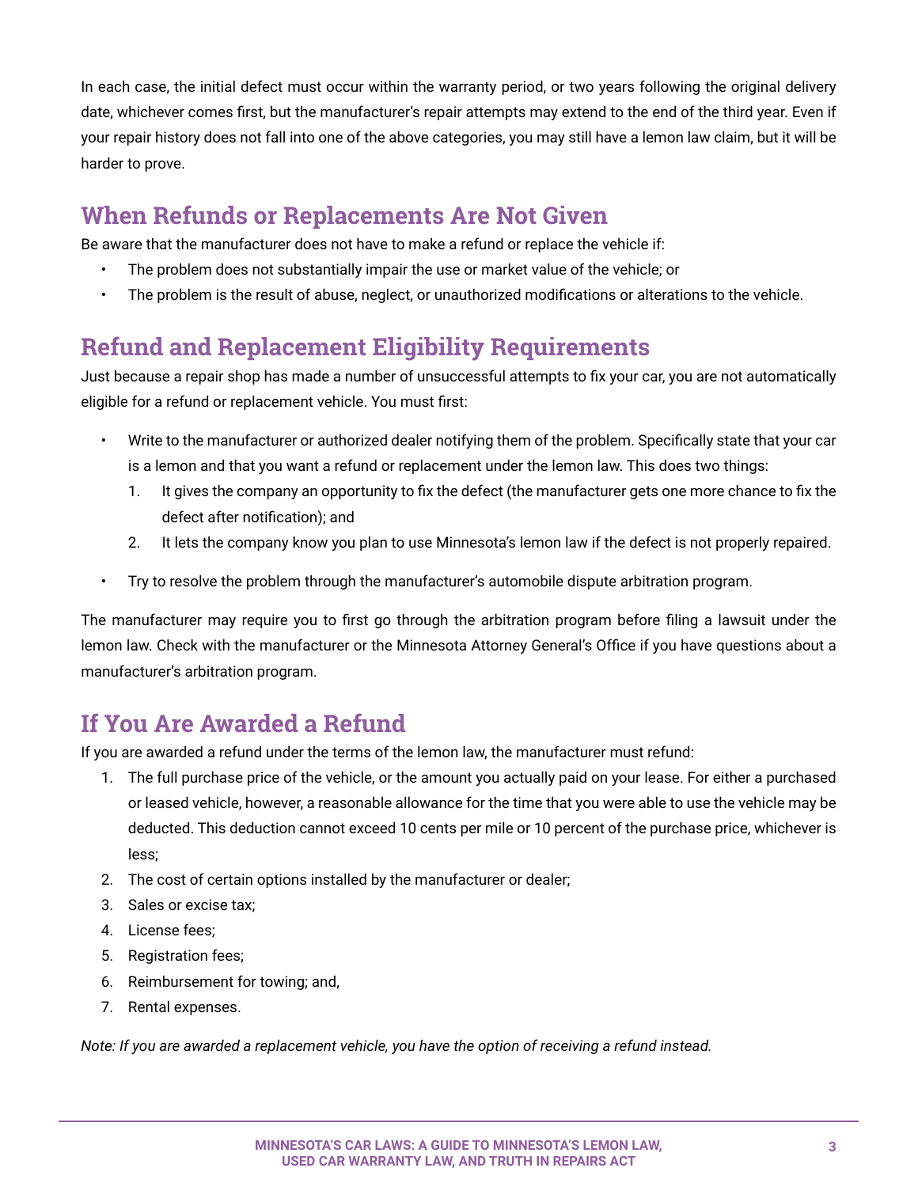In each case, the initial defect must occur within the warranty period, or two years following the original delivery date, whichever comes first, but the manufacturer's repair attempts may extend to the end of the third year. Even if your repair history does not fall into one of the above categories, you may still have a lemon law claim, but it will be harder to prove.

## When Refunds or Replacements Are Not Given

Be aware that the manufacturer does not have to make a refund or replace the vehicle if:

- The problem does not substantially impair the use or market value of the vehicle; or
- The problem is the result of abuse, neglect, or unauthorized modifications or alterations to the vehicle.

## Refund and Replacement Eligibility Requirements

Just because a repair shop has made a number of unsuccessful attempts to fix your car, you are not automatically eligible for a refund or replacement vehicle. You must first:

- Write to the manufacturer or authorized dealer notifying them of the problem. Specifically state that your car is a lemon and that you want a refund or replacement under the lemon law. This does two things:
  1. It gives the company an opportunity to fix the defect (the manufacturer gets one more chance to fix the defect after notification); and
  2. It lets the company know you plan to use Minnesota's lemon law if the defect is not properly repaired.
- Try to resolve the problem through the manufacturer's automobile dispute arbitration program.

The manufacturer may require you to first go through the arbitration program before filing a lawsuit under the lemon law. Check with the manufacturer or the Minnesota Attorney General's Office if you have questions about a manufacturer's arbitration program.

## If You Are Awarded a Refund

If you are awarded a refund under the terms of the lemon law, the manufacturer must refund:

1. The full purchase price of the vehicle, or the amount you actually paid on your lease. For either a purchased or leased vehicle, however, a reasonable allowance for the time that you were able to use the vehicle may be deducted. This deduction cannot exceed 10 cents per mile or 10 percent of the purchase price, whichever is less;
2. The cost of certain options installed by the manufacturer or dealer;
3. Sales or excise tax;
4. License fees;
5. Registration fees;
6. Reimbursement for towing; and,
7. Rental expenses.

*Note: If you are awarded a replacement vehicle, you have the option of receiving a refund instead.*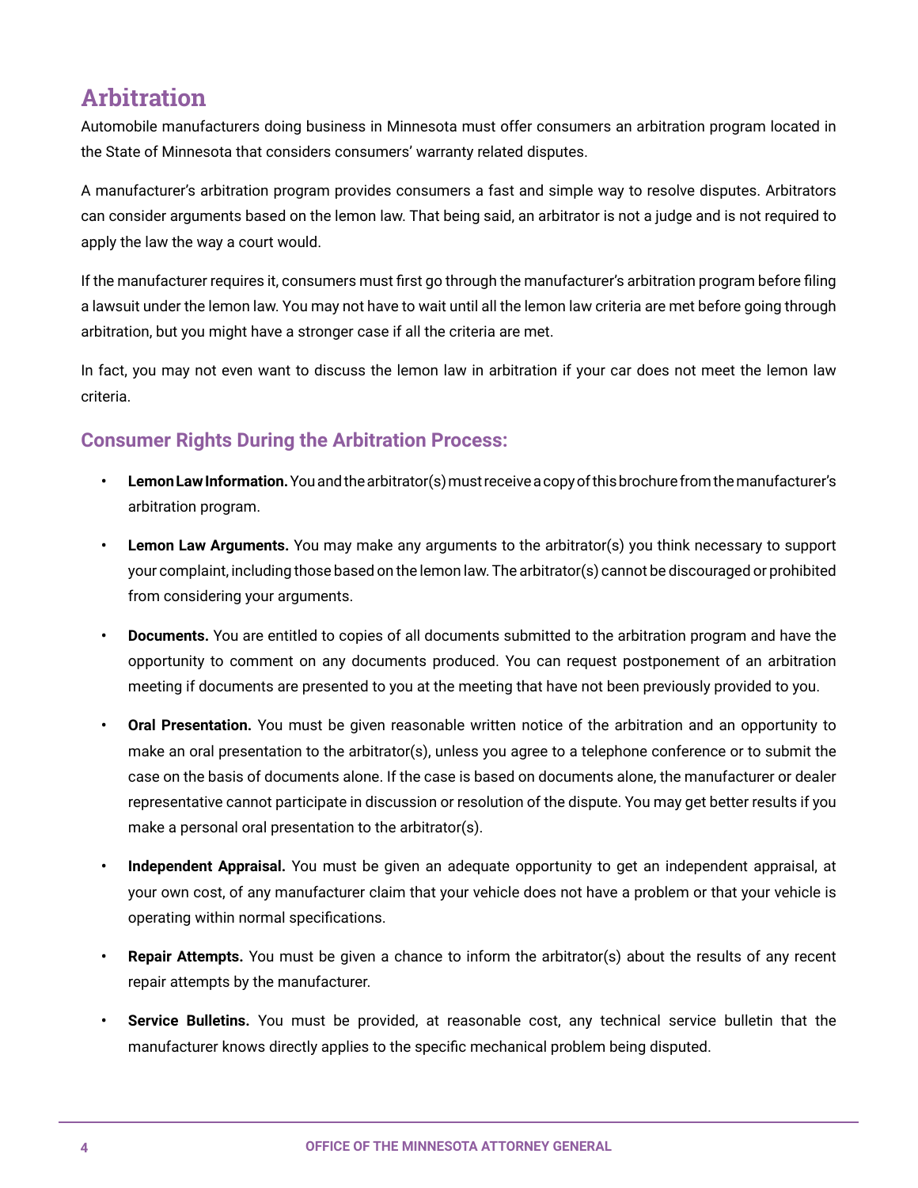## Arbitration

Automobile manufacturers doing business in Minnesota must offer consumers an arbitration program located in the State of Minnesota that considers consumers' warranty related disputes.

A manufacturer's arbitration program provides consumers a fast and simple way to resolve disputes. Arbitrators can consider arguments based on the lemon law. That being said, an arbitrator is not a judge and is not required to apply the law the way a court would.

If the manufacturer requires it, consumers must first go through the manufacturer's arbitration program before filing a lawsuit under the lemon law. You may not have to wait until all the lemon law criteria are met before going through arbitration, but you might have a stronger case if all the criteria are met.

In fact, you may not even want to discuss the lemon law in arbitration if your car does not meet the lemon law criteria.

### Consumer Rights During the Arbitration Process:

- **Lemon Law Information.** You and the arbitrator(s) must receive a copy of this brochure from the manufacturer's arbitration program.
- **Lemon Law Arguments.** You may make any arguments to the arbitrator(s) you think necessary to support your complaint, including those based on the lemon law. The arbitrator(s) cannot be discouraged or prohibited from considering your arguments.
- **Documents.** You are entitled to copies of all documents submitted to the arbitration program and have the opportunity to comment on any documents produced. You can request postponement of an arbitration meeting if documents are presented to you at the meeting that have not been previously provided to you.
- **Oral Presentation.** You must be given reasonable written notice of the arbitration and an opportunity to make an oral presentation to the arbitrator(s), unless you agree to a telephone conference or to submit the case on the basis of documents alone. If the case is based on documents alone, the manufacturer or dealer representative cannot participate in discussion or resolution of the dispute. You may get better results if you make a personal oral presentation to the arbitrator(s).
- **Independent Appraisal.** You must be given an adequate opportunity to get an independent appraisal, at your own cost, of any manufacturer claim that your vehicle does not have a problem or that your vehicle is operating within normal specifications.
- **Repair Attempts.** You must be given a chance to inform the arbitrator(s) about the results of any recent repair attempts by the manufacturer.
- **Service Bulletins.** You must be provided, at reasonable cost, any technical service bulletin that the manufacturer knows directly applies to the specific mechanical problem being disputed.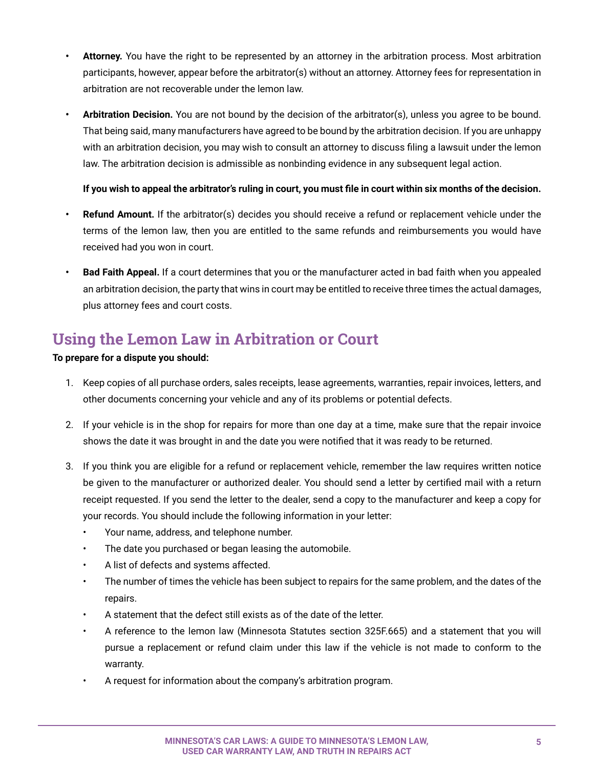- **Attorney.** You have the right to be represented by an attorney in the arbitration process. Most arbitration participants, however, appear before the arbitrator(s) without an attorney. Attorney fees for representation in arbitration are not recoverable under the lemon law.
- **Arbitration Decision.** You are not bound by the decision of the arbitrator(s), unless you agree to be bound. That being said, many manufacturers have agreed to be bound by the arbitration decision. If you are unhappy with an arbitration decision, you may wish to consult an attorney to discuss filing a lawsuit under the lemon law. The arbitration decision is admissible as nonbinding evidence in any subsequent legal action.

  **If you wish to appeal the arbitrator's ruling in court, you must file in court within six months of the decision.**
- **Refund Amount.** If the arbitrator(s) decides you should receive a refund or replacement vehicle under the terms of the lemon law, then you are entitled to the same refunds and reimbursements you would have received had you won in court.
- **Bad Faith Appeal.** If a court determines that you or the manufacturer acted in bad faith when you appealed an arbitration decision, the party that wins in court may be entitled to receive three times the actual damages, plus attorney fees and court costs.

## Using the Lemon Law in Arbitration or Court

**To prepare for a dispute you should:**

1. Keep copies of all purchase orders, sales receipts, lease agreements, warranties, repair invoices, letters, and other documents concerning your vehicle and any of its problems or potential defects.
2. If your vehicle is in the shop for repairs for more than one day at a time, make sure that the repair invoice shows the date it was brought in and the date you were notified that it was ready to be returned.
3. If you think you are eligible for a refund or replacement vehicle, remember the law requires written notice be given to the manufacturer or authorized dealer. You should send a letter by certified mail with a return receipt requested. If you send the letter to the dealer, send a copy to the manufacturer and keep a copy for your records. You should include the following information in your letter:
   - Your name, address, and telephone number.
   - The date you purchased or began leasing the automobile.
   - A list of defects and systems affected.
   - The number of times the vehicle has been subject to repairs for the same problem, and the dates of the repairs.
   - A statement that the defect still exists as of the date of the letter.
   - A reference to the lemon law (Minnesota Statutes section 325F.665) and a statement that you will pursue a replacement or refund claim under this law if the vehicle is not made to conform to the warranty.
   - A request for information about the company's arbitration program.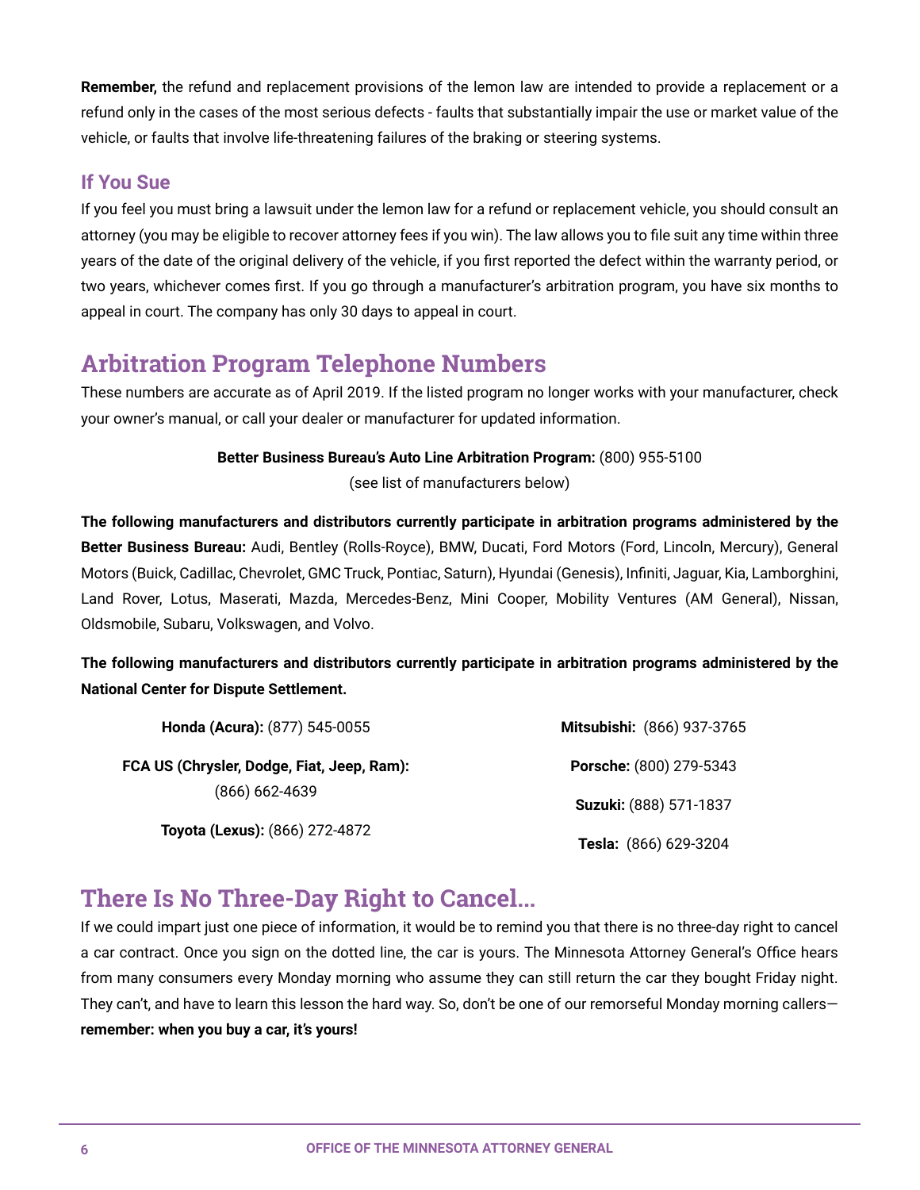**Remember,** the refund and replacement provisions of the lemon law are intended to provide a replacement or a refund only in the cases of the most serious defects - faults that substantially impair the use or market value of the vehicle, or faults that involve life-threatening failures of the braking or steering systems.

### If You Sue

If you feel you must bring a lawsuit under the lemon law for a refund or replacement vehicle, you should consult an attorney (you may be eligible to recover attorney fees if you win). The law allows you to file suit any time within three years of the date of the original delivery of the vehicle, if you first reported the defect within the warranty period, or two years, whichever comes first. If you go through a manufacturer's arbitration program, you have six months to appeal in court. The company has only 30 days to appeal in court.

## Arbitration Program Telephone Numbers

These numbers are accurate as of April 2019. If the listed program no longer works with your manufacturer, check your owner's manual, or call your dealer or manufacturer for updated information.

**Better Business Bureau's Auto Line Arbitration Program:** (800) 955-5100
(see list of manufacturers below)

**The following manufacturers and distributors currently participate in arbitration programs administered by the Better Business Bureau:** Audi, Bentley (Rolls-Royce), BMW, Ducati, Ford Motors (Ford, Lincoln, Mercury), General Motors (Buick, Cadillac, Chevrolet, GMC Truck, Pontiac, Saturn), Hyundai (Genesis), Infiniti, Jaguar, Kia, Lamborghini, Land Rover, Lotus, Maserati, Mazda, Mercedes-Benz, Mini Cooper, Mobility Ventures (AM General), Nissan, Oldsmobile, Subaru, Volkswagen, and Volvo.

**The following manufacturers and distributors currently participate in arbitration programs administered by the National Center for Dispute Settlement.**

**Honda (Acura):** (877) 545-0055

**FCA US (Chrysler, Dodge, Fiat, Jeep, Ram):** (866) 662-4639

**Toyota (Lexus):** (866) 272-4872

**Mitsubishi:** (866) 937-3765

**Porsche:** (800) 279-5343

**Suzuki:** (888) 571-1837

**Tesla:** (866) 629-3204

## There Is No Three-Day Right to Cancel...

If we could impart just one piece of information, it would be to remind you that there is no three-day right to cancel a car contract. Once you sign on the dotted line, the car is yours. The Minnesota Attorney General's Office hears from many consumers every Monday morning who assume they can still return the car they bought Friday night. They can't, and have to learn this lesson the hard way. So, don't be one of our remorseful Monday morning callers—**remember: when you buy a car, it's yours!**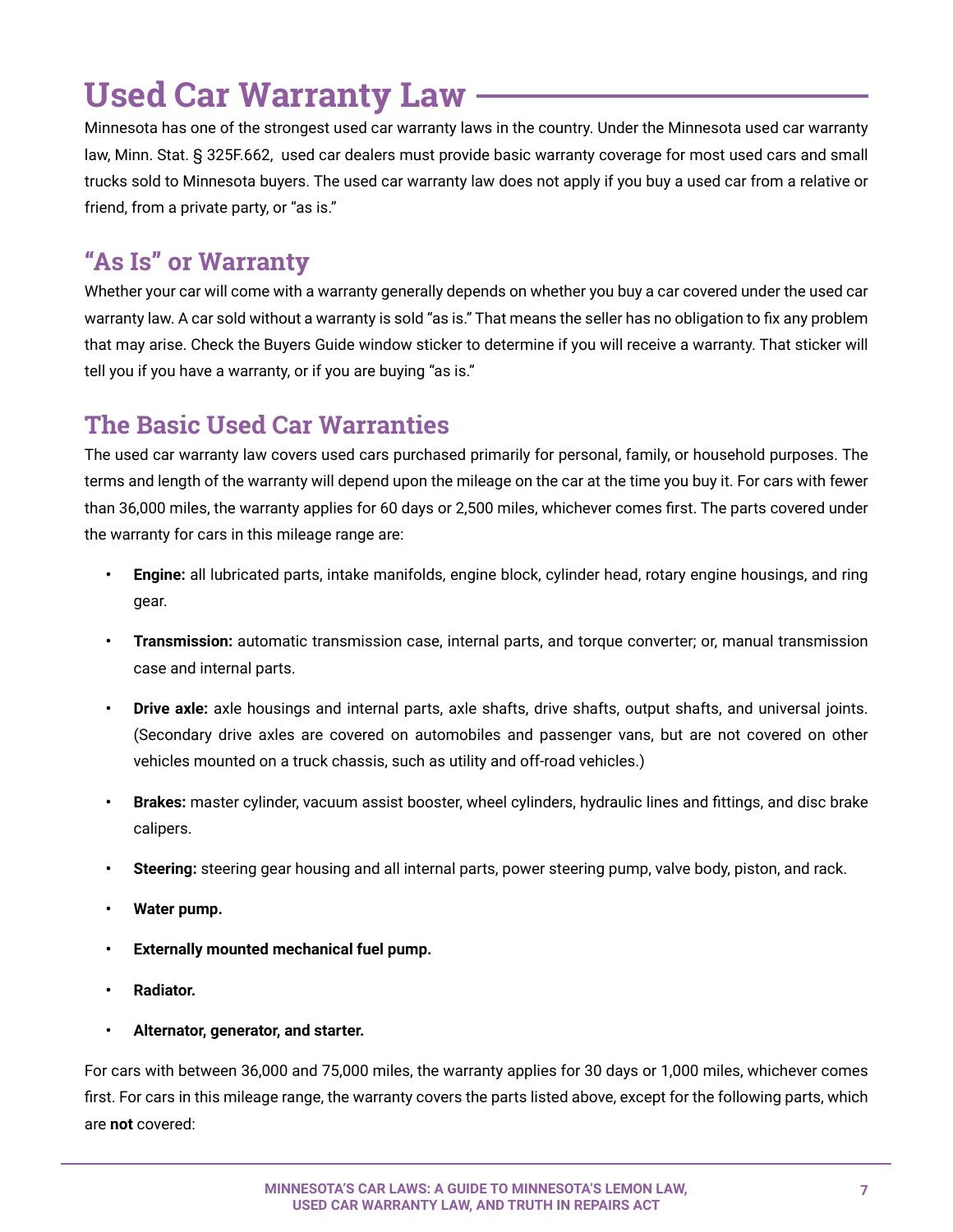# Used Car Warranty Law

Minnesota has one of the strongest used car warranty laws in the country. Under the Minnesota used car warranty law, Minn. Stat. § 325F.662, used car dealers must provide basic warranty coverage for most used cars and small trucks sold to Minnesota buyers. The used car warranty law does not apply if you buy a used car from a relative or friend, from a private party, or "as is."

## "As Is" or Warranty

Whether your car will come with a warranty generally depends on whether you buy a car covered under the used car warranty law. A car sold without a warranty is sold "as is." That means the seller has no obligation to fix any problem that may arise. Check the Buyers Guide window sticker to determine if you will receive a warranty. That sticker will tell you if you have a warranty, or if you are buying "as is."

## The Basic Used Car Warranties

The used car warranty law covers used cars purchased primarily for personal, family, or household purposes. The terms and length of the warranty will depend upon the mileage on the car at the time you buy it. For cars with fewer than 36,000 miles, the warranty applies for 60 days or 2,500 miles, whichever comes first. The parts covered under the warranty for cars in this mileage range are:

- **Engine:** all lubricated parts, intake manifolds, engine block, cylinder head, rotary engine housings, and ring gear.
- **Transmission:** automatic transmission case, internal parts, and torque converter; or, manual transmission case and internal parts.
- **Drive axle:** axle housings and internal parts, axle shafts, drive shafts, output shafts, and universal joints. (Secondary drive axles are covered on automobiles and passenger vans, but are not covered on other vehicles mounted on a truck chassis, such as utility and off-road vehicles.)
- **Brakes:** master cylinder, vacuum assist booster, wheel cylinders, hydraulic lines and fittings, and disc brake calipers.
- **Steering:** steering gear housing and all internal parts, power steering pump, valve body, piston, and rack.
- **Water pump.**
- **Externally mounted mechanical fuel pump.**
- **Radiator.**
- **Alternator, generator, and starter.**

For cars with between 36,000 and 75,000 miles, the warranty applies for 30 days or 1,000 miles, whichever comes first. For cars in this mileage range, the warranty covers the parts listed above, except for the following parts, which are **not** covered: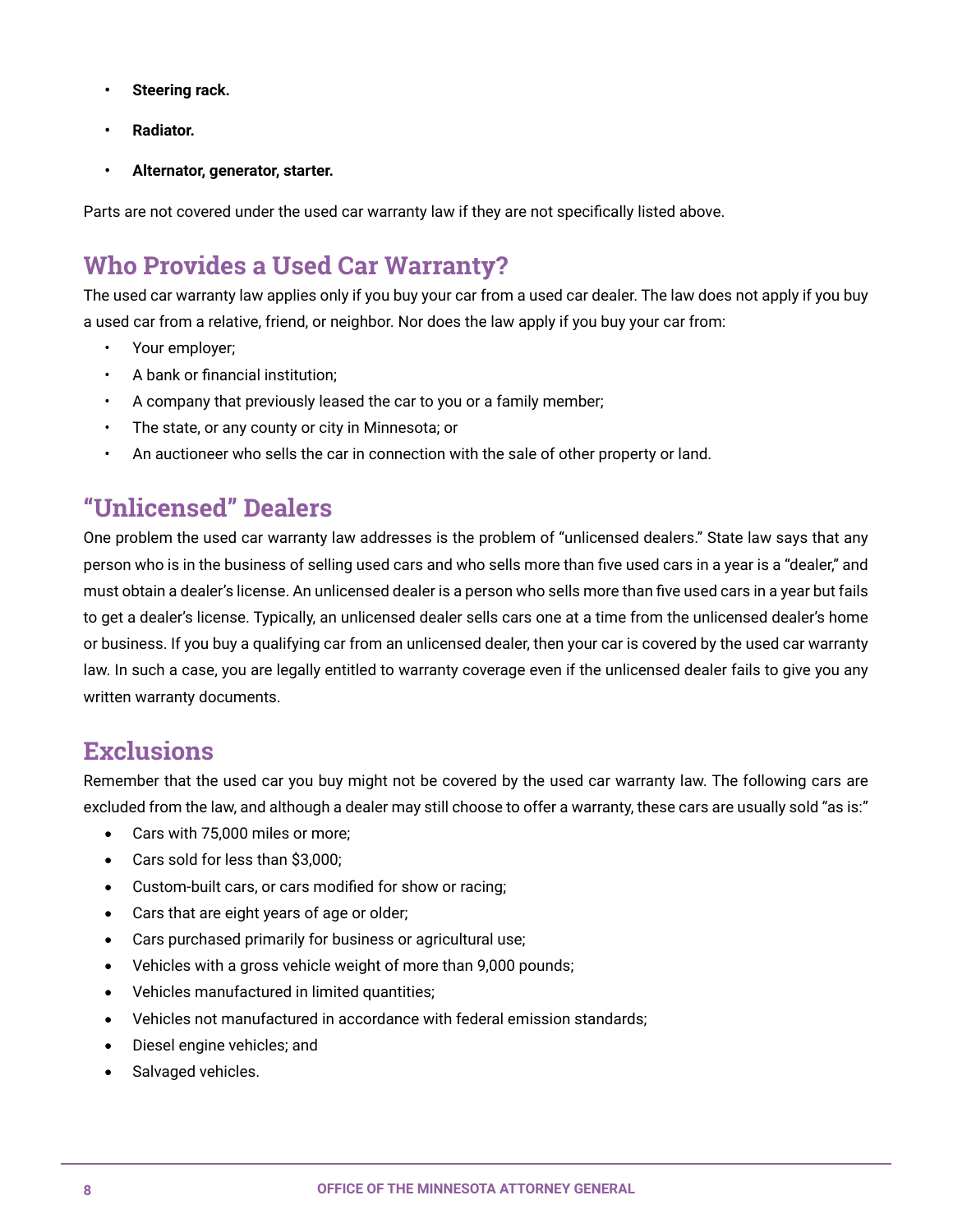- **Steering rack.**
- **Radiator.**
- **Alternator, generator, starter.**

Parts are not covered under the used car warranty law if they are not specifically listed above.

## Who Provides a Used Car Warranty?

The used car warranty law applies only if you buy your car from a used car dealer. The law does not apply if you buy a used car from a relative, friend, or neighbor. Nor does the law apply if you buy your car from:

- Your employer;
- A bank or financial institution;
- A company that previously leased the car to you or a family member;
- The state, or any county or city in Minnesota; or
- An auctioneer who sells the car in connection with the sale of other property or land.

## "Unlicensed" Dealers

One problem the used car warranty law addresses is the problem of "unlicensed dealers." State law says that any person who is in the business of selling used cars and who sells more than five used cars in a year is a "dealer," and must obtain a dealer's license. An unlicensed dealer is a person who sells more than five used cars in a year but fails to get a dealer's license. Typically, an unlicensed dealer sells cars one at a time from the unlicensed dealer's home or business. If you buy a qualifying car from an unlicensed dealer, then your car is covered by the used car warranty law. In such a case, you are legally entitled to warranty coverage even if the unlicensed dealer fails to give you any written warranty documents.

## Exclusions

Remember that the used car you buy might not be covered by the used car warranty law. The following cars are excluded from the law, and although a dealer may still choose to offer a warranty, these cars are usually sold "as is:"

- Cars with 75,000 miles or more;
- Cars sold for less than $3,000;
- Custom-built cars, or cars modified for show or racing;
- Cars that are eight years of age or older;
- Cars purchased primarily for business or agricultural use;
- Vehicles with a gross vehicle weight of more than 9,000 pounds;
- Vehicles manufactured in limited quantities;
- Vehicles not manufactured in accordance with federal emission standards;
- Diesel engine vehicles; and
- Salvaged vehicles.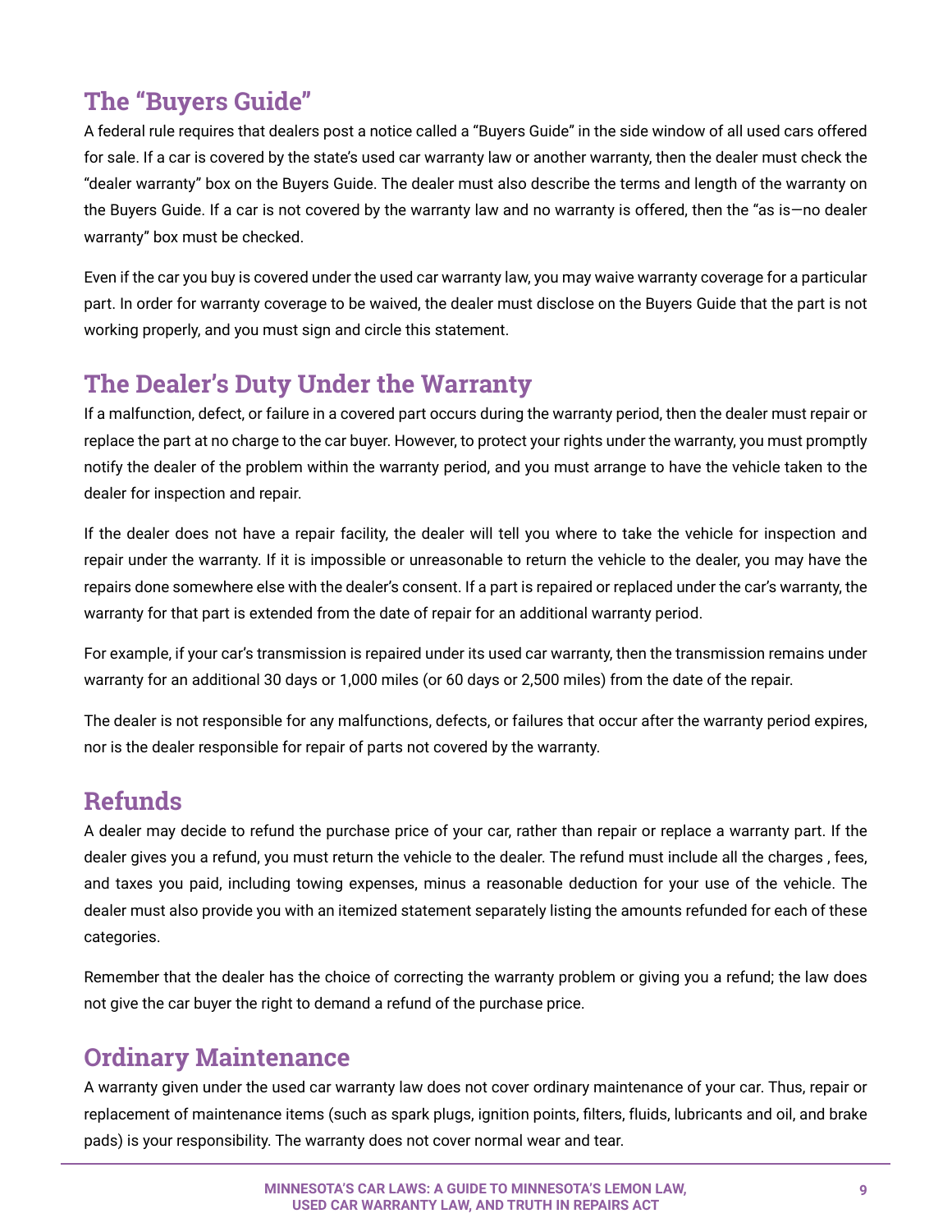## The "Buyers Guide"

A federal rule requires that dealers post a notice called a "Buyers Guide" in the side window of all used cars offered for sale. If a car is covered by the state's used car warranty law or another warranty, then the dealer must check the "dealer warranty" box on the Buyers Guide. The dealer must also describe the terms and length of the warranty on the Buyers Guide. If a car is not covered by the warranty law and no warranty is offered, then the "as is—no dealer warranty" box must be checked.

Even if the car you buy is covered under the used car warranty law, you may waive warranty coverage for a particular part. In order for warranty coverage to be waived, the dealer must disclose on the Buyers Guide that the part is not working properly, and you must sign and circle this statement.

## The Dealer's Duty Under the Warranty

If a malfunction, defect, or failure in a covered part occurs during the warranty period, then the dealer must repair or replace the part at no charge to the car buyer. However, to protect your rights under the warranty, you must promptly notify the dealer of the problem within the warranty period, and you must arrange to have the vehicle taken to the dealer for inspection and repair.

If the dealer does not have a repair facility, the dealer will tell you where to take the vehicle for inspection and repair under the warranty. If it is impossible or unreasonable to return the vehicle to the dealer, you may have the repairs done somewhere else with the dealer's consent. If a part is repaired or replaced under the car's warranty, the warranty for that part is extended from the date of repair for an additional warranty period.

For example, if your car's transmission is repaired under its used car warranty, then the transmission remains under warranty for an additional 30 days or 1,000 miles (or 60 days or 2,500 miles) from the date of the repair.

The dealer is not responsible for any malfunctions, defects, or failures that occur after the warranty period expires, nor is the dealer responsible for repair of parts not covered by the warranty.

## Refunds

A dealer may decide to refund the purchase price of your car, rather than repair or replace a warranty part. If the dealer gives you a refund, you must return the vehicle to the dealer. The refund must include all the charges , fees, and taxes you paid, including towing expenses, minus a reasonable deduction for your use of the vehicle. The dealer must also provide you with an itemized statement separately listing the amounts refunded for each of these categories.

Remember that the dealer has the choice of correcting the warranty problem or giving you a refund; the law does not give the car buyer the right to demand a refund of the purchase price.

## Ordinary Maintenance

A warranty given under the used car warranty law does not cover ordinary maintenance of your car. Thus, repair or replacement of maintenance items (such as spark plugs, ignition points, filters, fluids, lubricants and oil, and brake pads) is your responsibility. The warranty does not cover normal wear and tear.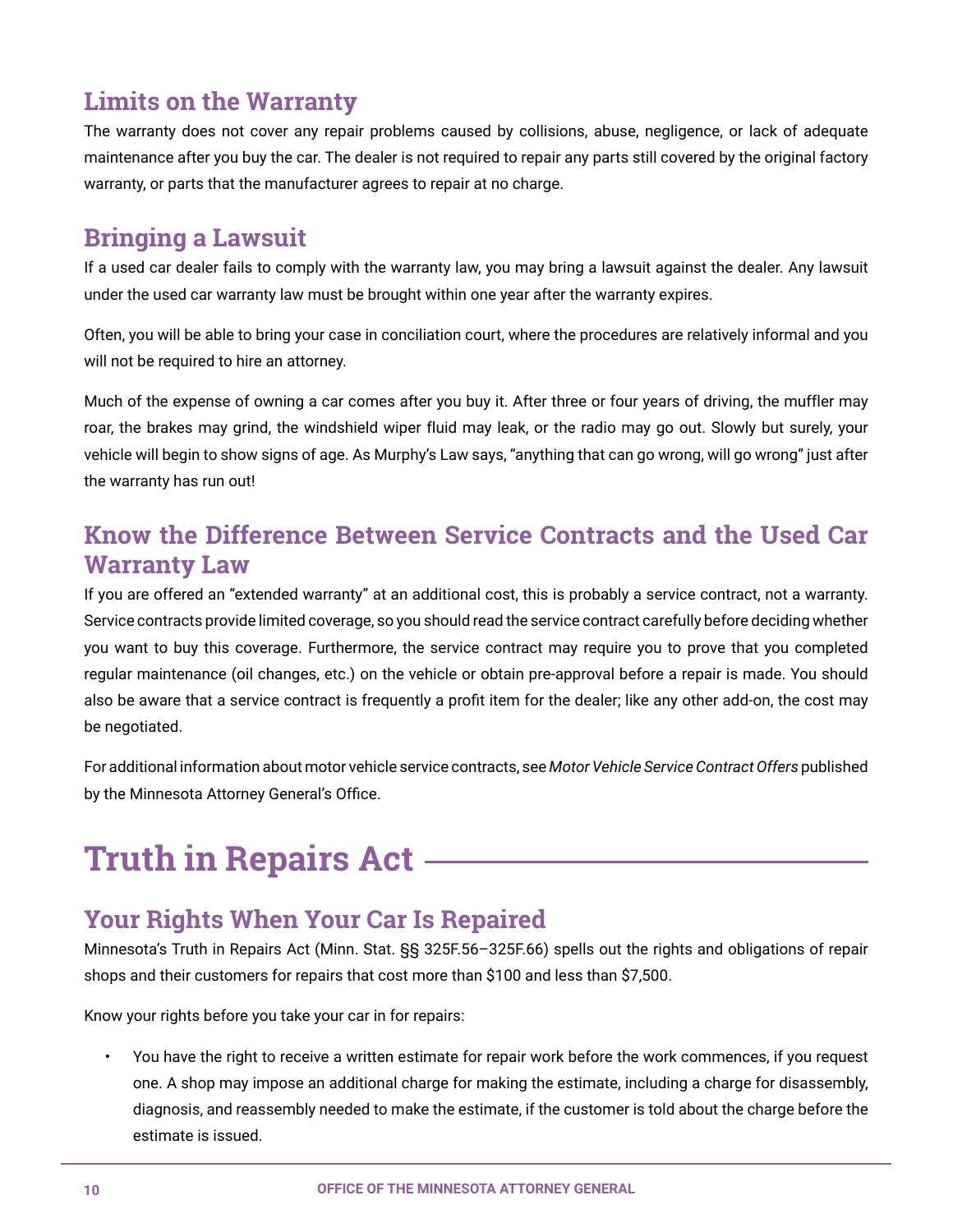## Limits on the Warranty

The warranty does not cover any repair problems caused by collisions, abuse, negligence, or lack of adequate maintenance after you buy the car. The dealer is not required to repair any parts still covered by the original factory warranty, or parts that the manufacturer agrees to repair at no charge.

## Bringing a Lawsuit

If a used car dealer fails to comply with the warranty law, you may bring a lawsuit against the dealer. Any lawsuit under the used car warranty law must be brought within one year after the warranty expires.

Often, you will be able to bring your case in conciliation court, where the procedures are relatively informal and you will not be required to hire an attorney.

Much of the expense of owning a car comes after you buy it. After three or four years of driving, the muffler may roar, the brakes may grind, the windshield wiper fluid may leak, or the radio may go out. Slowly but surely, your vehicle will begin to show signs of age. As Murphy's Law says, "anything that can go wrong, will go wrong" just after the warranty has run out!

## Know the Difference Between Service Contracts and the Used Car Warranty Law

If you are offered an "extended warranty" at an additional cost, this is probably a service contract, not a warranty. Service contracts provide limited coverage, so you should read the service contract carefully before deciding whether you want to buy this coverage. Furthermore, the service contract may require you to prove that you completed regular maintenance (oil changes, etc.) on the vehicle or obtain pre-approval before a repair is made. You should also be aware that a service contract is frequently a profit item for the dealer; like any other add-on, the cost may be negotiated.

For additional information about motor vehicle service contracts, see *Motor Vehicle Service Contract Offers* published by the Minnesota Attorney General's Office.

# Truth in Repairs Act

## Your Rights When Your Car Is Repaired

Minnesota's Truth in Repairs Act (Minn. Stat. §§ 325F.56–325F.66) spells out the rights and obligations of repair shops and their customers for repairs that cost more than $100 and less than $7,500.

Know your rights before you take your car in for repairs:

- You have the right to receive a written estimate for repair work before the work commences, if you request one. A shop may impose an additional charge for making the estimate, including a charge for disassembly, diagnosis, and reassembly needed to make the estimate, if the customer is told about the charge before the estimate is issued.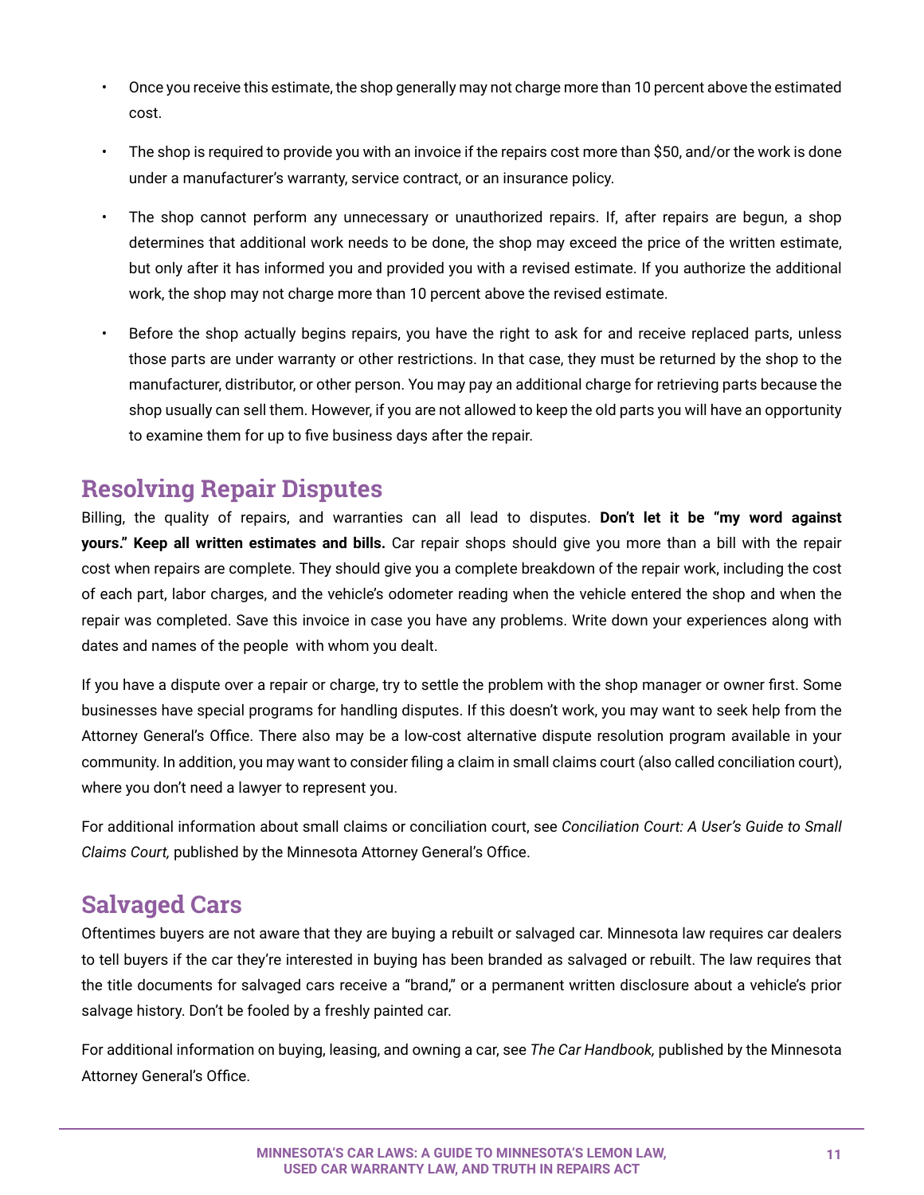- Once you receive this estimate, the shop generally may not charge more than 10 percent above the estimated cost.
- The shop is required to provide you with an invoice if the repairs cost more than $50, and/or the work is done under a manufacturer's warranty, service contract, or an insurance policy.
- The shop cannot perform any unnecessary or unauthorized repairs. If, after repairs are begun, a shop determines that additional work needs to be done, the shop may exceed the price of the written estimate, but only after it has informed you and provided you with a revised estimate. If you authorize the additional work, the shop may not charge more than 10 percent above the revised estimate.
- Before the shop actually begins repairs, you have the right to ask for and receive replaced parts, unless those parts are under warranty or other restrictions. In that case, they must be returned by the shop to the manufacturer, distributor, or other person. You may pay an additional charge for retrieving parts because the shop usually can sell them. However, if you are not allowed to keep the old parts you will have an opportunity to examine them for up to five business days after the repair.

## Resolving Repair Disputes

Billing, the quality of repairs, and warranties can all lead to disputes. **Don't let it be "my word against yours." Keep all written estimates and bills.** Car repair shops should give you more than a bill with the repair cost when repairs are complete. They should give you a complete breakdown of the repair work, including the cost of each part, labor charges, and the vehicle's odometer reading when the vehicle entered the shop and when the repair was completed. Save this invoice in case you have any problems. Write down your experiences along with dates and names of the people with whom you dealt.

If you have a dispute over a repair or charge, try to settle the problem with the shop manager or owner first. Some businesses have special programs for handling disputes. If this doesn't work, you may want to seek help from the Attorney General's Office. There also may be a low-cost alternative dispute resolution program available in your community. In addition, you may want to consider filing a claim in small claims court (also called conciliation court), where you don't need a lawyer to represent you.

For additional information about small claims or conciliation court, see *Conciliation Court: A User's Guide to Small Claims Court,* published by the Minnesota Attorney General's Office.

## Salvaged Cars

Oftentimes buyers are not aware that they are buying a rebuilt or salvaged car. Minnesota law requires car dealers to tell buyers if the car they're interested in buying has been branded as salvaged or rebuilt. The law requires that the title documents for salvaged cars receive a "brand," or a permanent written disclosure about a vehicle's prior salvage history. Don't be fooled by a freshly painted car.

For additional information on buying, leasing, and owning a car, see *The Car Handbook,* published by the Minnesota Attorney General's Office.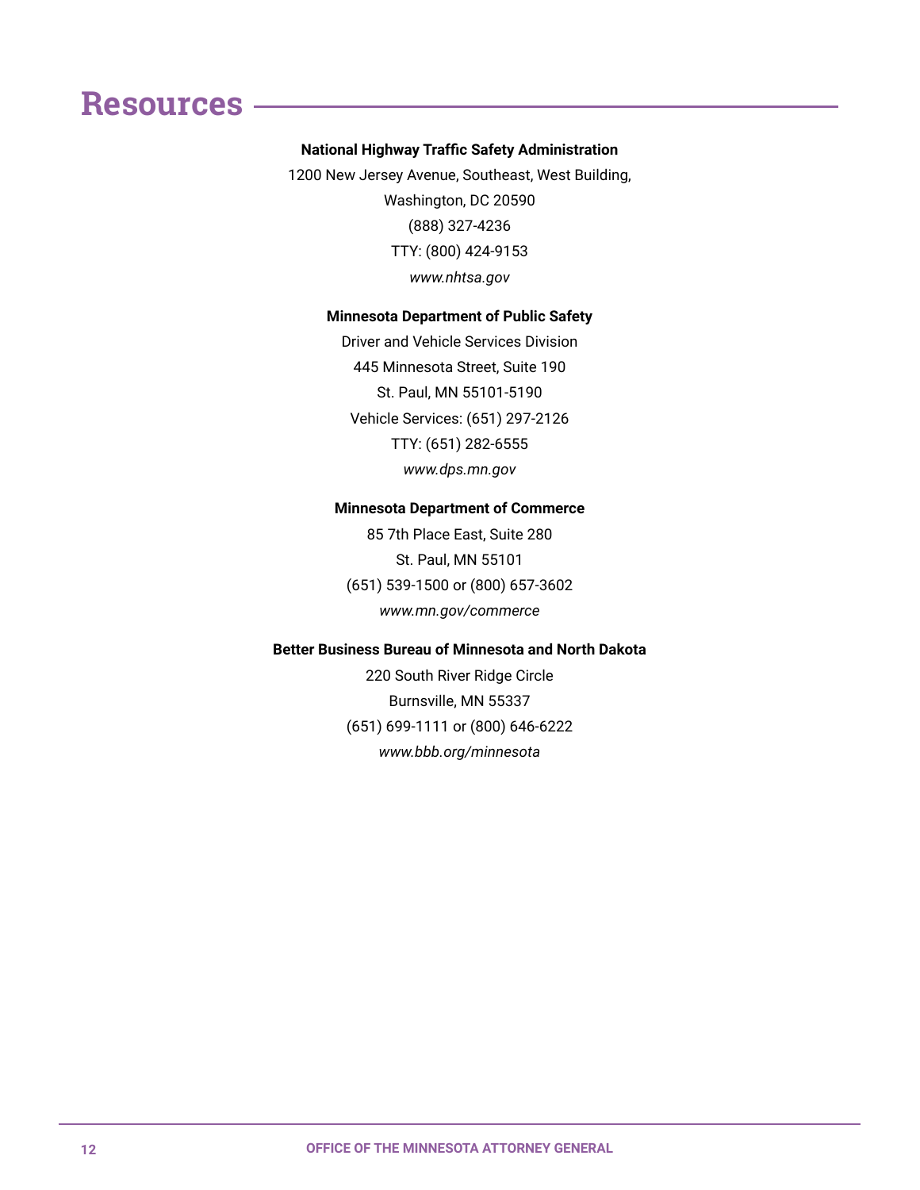# Resources

**National Highway Traffic Safety Administration**

1200 New Jersey Avenue, Southeast, West Building,
Washington, DC 20590
(888) 327-4236
TTY: (800) 424-9153
*www.nhtsa.gov*

**Minnesota Department of Public Safety**

Driver and Vehicle Services Division
445 Minnesota Street, Suite 190
St. Paul, MN 55101-5190
Vehicle Services: (651) 297-2126
TTY: (651) 282-6555
*www.dps.mn.gov*

**Minnesota Department of Commerce**

85 7th Place East, Suite 280
St. Paul, MN 55101
(651) 539-1500 or (800) 657-3602
*www.mn.gov/commerce*

**Better Business Bureau of Minnesota and North Dakota**

220 South River Ridge Circle
Burnsville, MN 55337
(651) 699-1111 or (800) 646-6222
*www.bbb.org/minnesota*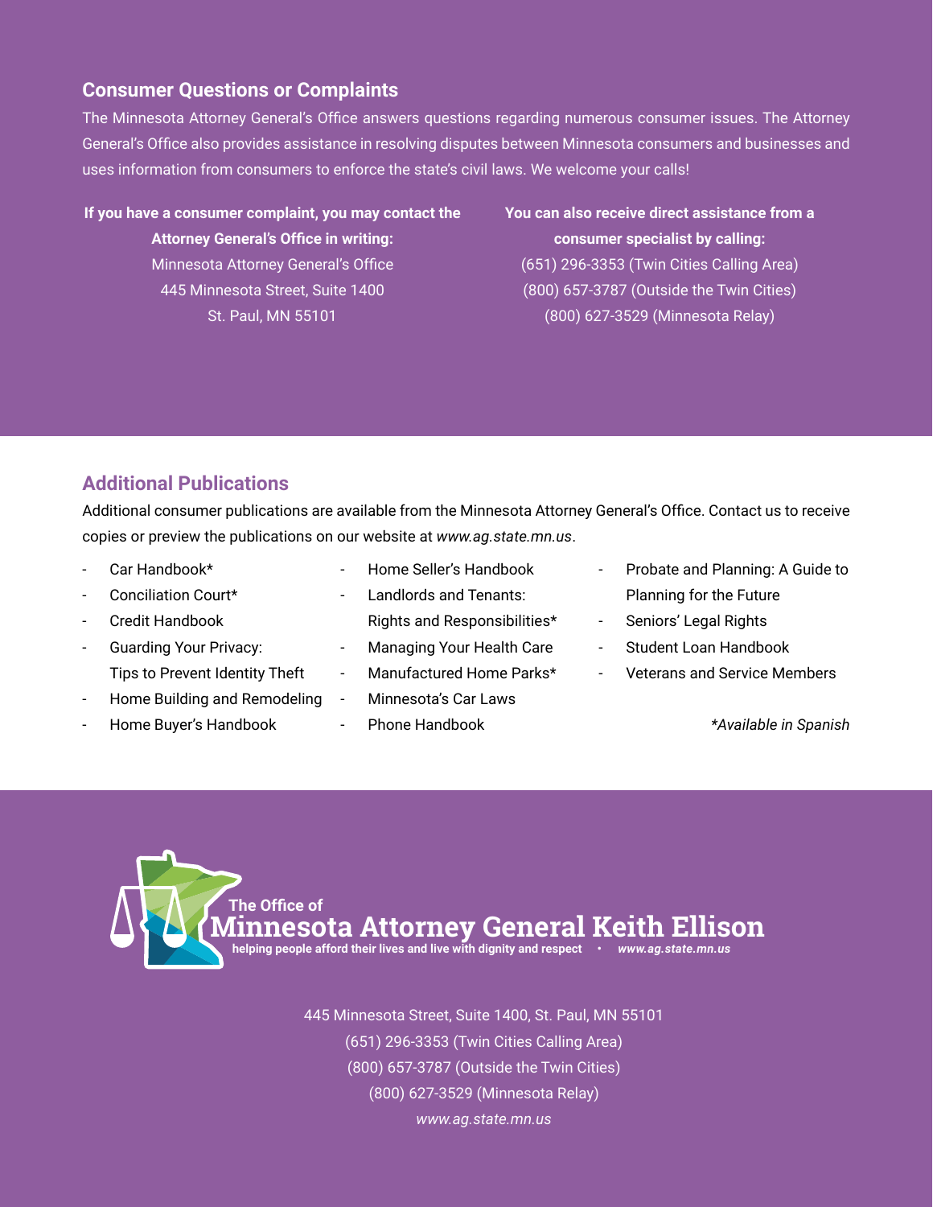## Consumer Questions or Complaints

The Minnesota Attorney General's Office answers questions regarding numerous consumer issues. The Attorney General's Office also provides assistance in resolving disputes between Minnesota consumers and businesses and uses information from consumers to enforce the state's civil laws. We welcome your calls!

**If you have a consumer complaint, you may contact the Attorney General's Office in writing:**

Minnesota Attorney General's Office
445 Minnesota Street, Suite 1400
St. Paul, MN 55101

**You can also receive direct assistance from a consumer specialist by calling:**

(651) 296-3353 (Twin Cities Calling Area)
(800) 657-3787 (Outside the Twin Cities)
(800) 627-3529 (Minnesota Relay)

## Additional Publications

Additional consumer publications are available from the Minnesota Attorney General's Office. Contact us to receive copies or preview the publications on our website at *www.ag.state.mn.us*.

- Car Handbook*
- Conciliation Court*
- Credit Handbook
- Guarding Your Privacy: Tips to Prevent Identity Theft
- Home Building and Remodeling
- Home Buyer's Handbook
- Home Seller's Handbook
- Landlords and Tenants: Rights and Responsibilities*
- Managing Your Health Care
- Manufactured Home Parks*
- Minnesota's Car Laws
- Phone Handbook
- Probate and Planning: A Guide to Planning for the Future
- Seniors' Legal Rights
- Student Loan Handbook
- Veterans and Service Members

*\*Available in Spanish*

The Office of
**Minnesota Attorney General Keith Ellison**
**helping people afford their lives and live with dignity and respect** • ***www.ag.state.mn.us***

445 Minnesota Street, Suite 1400, St. Paul, MN 55101
(651) 296-3353 (Twin Cities Calling Area)
(800) 657-3787 (Outside the Twin Cities)
(800) 627-3529 (Minnesota Relay)
*www.ag.state.mn.us*